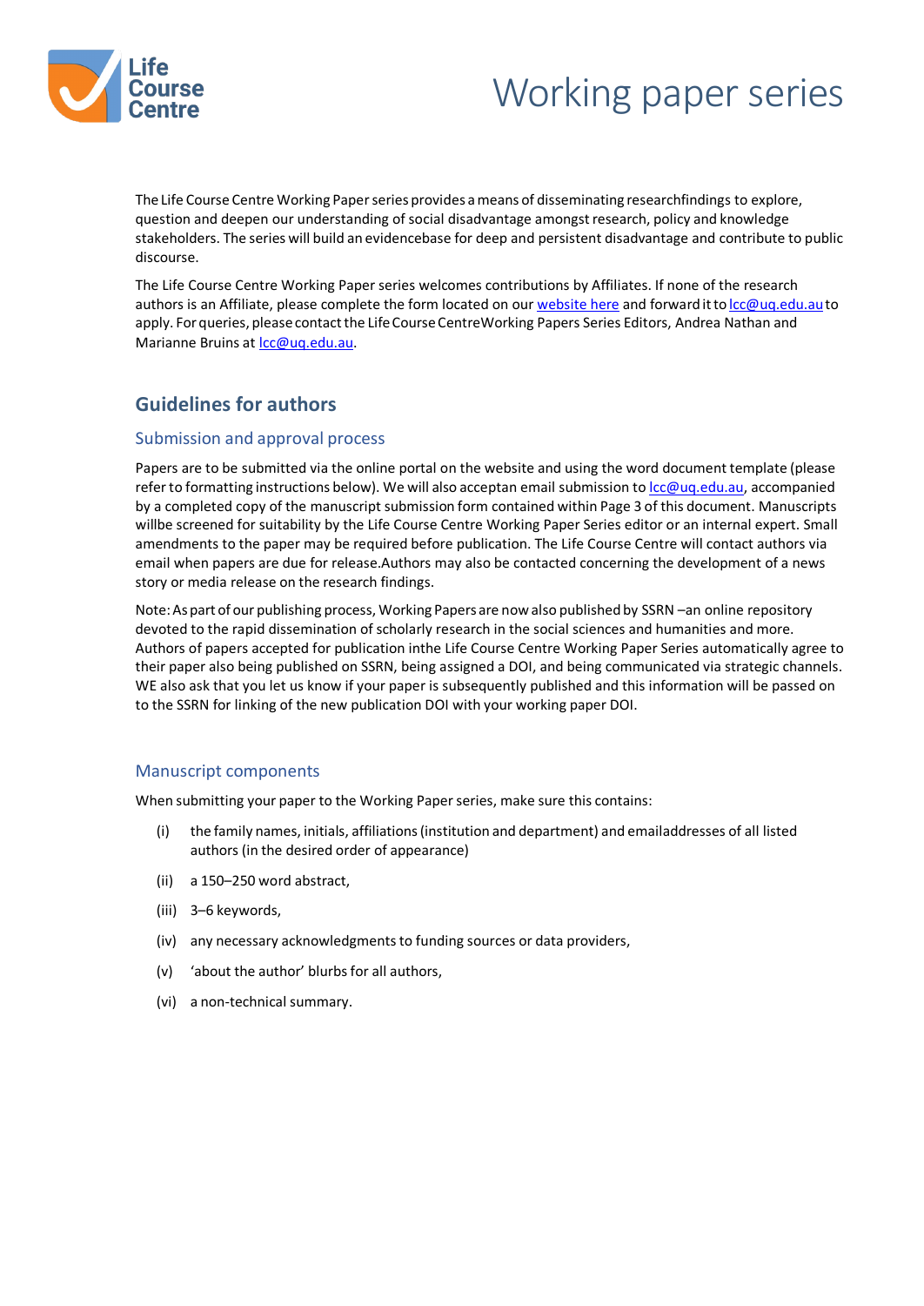# Working paper series

The Life Course Centre Working Paper series provides a means of disseminating researchfindings to explore, question and deepen our understanding of social disadvantage amongst research, policy and knowledge stakeholders. The series will build an evidencebase for deep and persistent disadvantage and contribute to public discourse.

The Life Course Centre Working Paper series welcomes contributions by Affiliates. If none of the research authors is an Affiliate, please complete the form located on our website here and forward it to lcc@uq.edu.au to apply. For queries, please contact the Life Course CentreWorking Papers Series Editors, Andrea Nathan and Marianne Bruins at lcc@uq.edu.au.

## Guidelines for authors

### Submission and approval process

Papers are to be submitted via the online portal on the website and using the word document template (please refer to formatting instructions below). We will also acceptan email submission to lcc@uq.edu.au, accompanied by a completed copy of the manuscript submission form contained within Page 3 of this document. Manuscripts willbe screened for suitability by the Life Course Centre Working Paper Series editor or an internal expert. Small amendments to the paper may be required before publication. The Life Course Centre will contact authors via email when papers are due for release.Authors may also be contacted concerning the development of a news story or media release on the research findings.

Note: As part of our publishing process, Working Papers are now also published by SSRN –an online repository devoted to the rapid dissemination of scholarly research in the social sciences and humanities and more. Authors of papers accepted for publication inthe Life Course Centre Working Paper Series automatically agree to their paper also being published on SSRN, being assigned a DOI, and being communicated via strategic channels. WE also ask that you let us know if your paper is subsequently published and this information will be passed on to the SSRN for linking of the new publication DOI with your working paper DOI.

### Manuscript components

When submitting your paper to the Working Paper series, make sure this contains:

(i) the family names, initials, affiliations (institution and department) and emailaddresses of all listed authors (in the desired order of appearance)

(ii) a 150–250 word abstract,

(iii) 3–6 keywords,

(iv) any necessary acknowledgments to funding sources or data providers,

(v) 'about the author' blurbs for all authors,

(vi) a non-technical summary.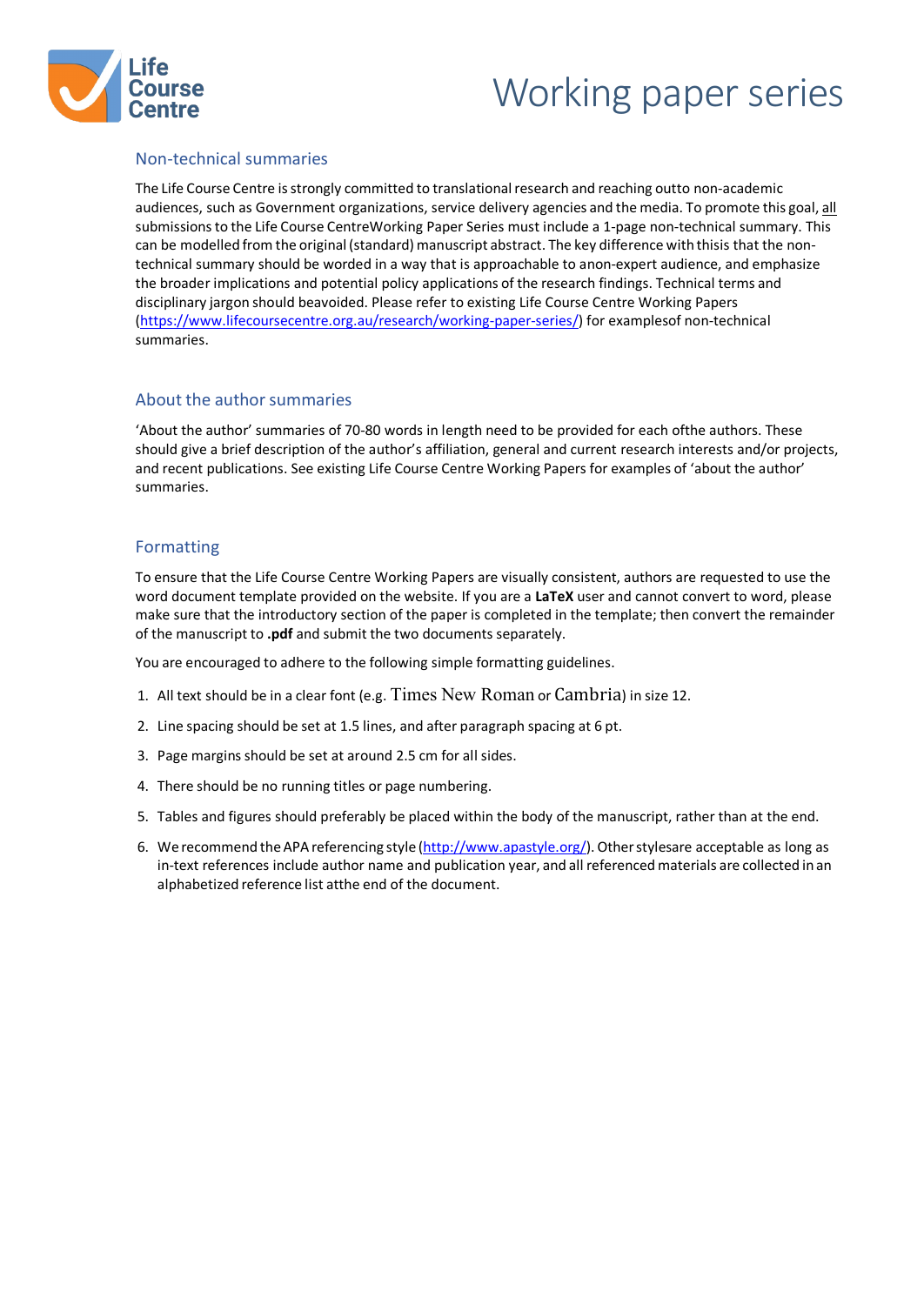## Non-technical summaries

The Life Course Centre is strongly committed to translational research and reaching outto non-academic audiences, such as Government organizations, service delivery agencies and the media. To promote this goal, all submissions to the Life Course CentreWorking Paper Series must include a 1-page non-technical summary. This can be modelled from the original (standard) manuscript abstract. The key difference with thisis that the non-technical summary should be worded in a way that is approachable to anon-expert audience, and emphasize the broader implications and potential policy applications of the research findings. Technical terms and disciplinary jargon should beavoided. Please refer to existing Life Course Centre Working Papers (https://www.lifecoursecentre.org.au/research/working-paper-series/) for examplesof non-technical summaries.

## About the author summaries

'About the author' summaries of 70-80 words in length need to be provided for each ofthe authors. These should give a brief description of the author's affiliation, general and current research interests and/or projects, and recent publications. See existing Life Course Centre Working Papers for examples of 'about the author' summaries.

## Formatting

To ensure that the Life Course Centre Working Papers are visually consistent, authors are requested to use the word document template provided on the website. If you are a **LaTeX** user and cannot convert to word, please make sure that the introductory section of the paper is completed in the template; then convert the remainder of the manuscript to **.pdf** and submit the two documents separately.

You are encouraged to adhere to the following simple formatting guidelines.

1. All text should be in a clear font (e.g. Times New Roman or Cambria) in size 12.
2. Line spacing should be set at 1.5 lines, and after paragraph spacing at 6 pt.
3. Page margins should be set at around 2.5 cm for all sides.
4. There should be no running titles or page numbering.
5. Tables and figures should preferably be placed within the body of the manuscript, rather than at the end.
6. We recommend the APA referencing style (http://www.apastyle.org/). Other stylesare acceptable as long as in-text references include author name and publication year, and all referenced materials are collected in an alphabetized reference list atthe end of the document.